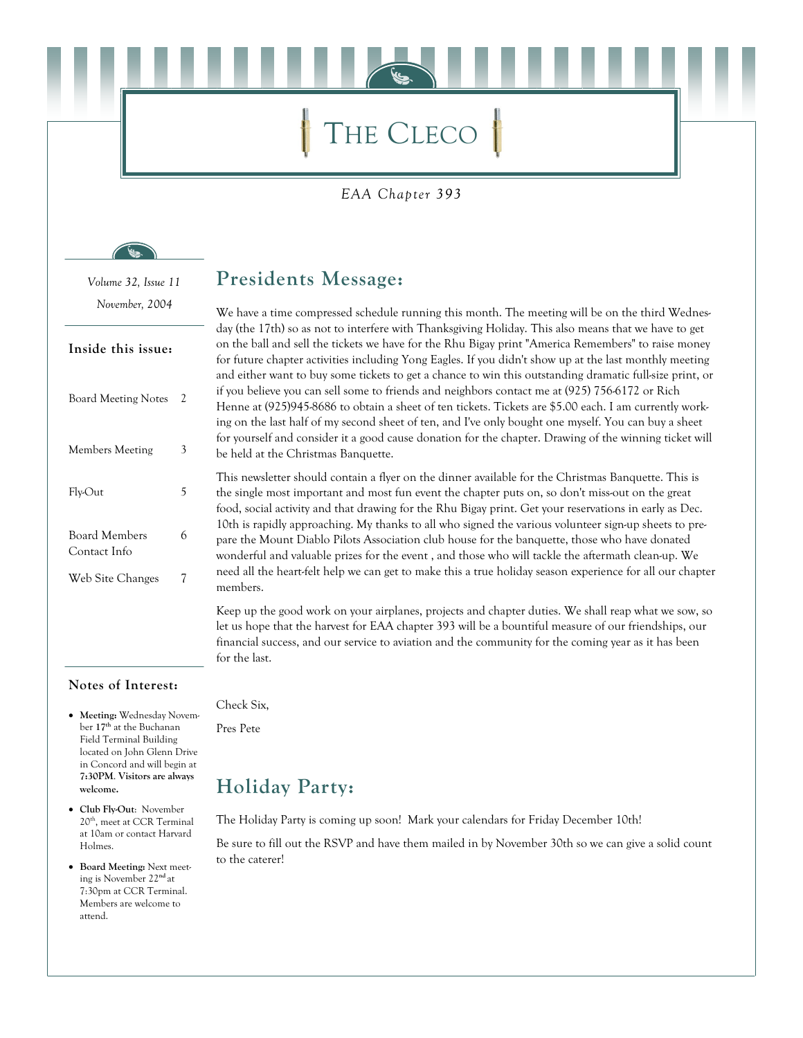# THE CLECO

*EAA Chapter 393*

*Volume 32, Issue 11*

*November, 2004*

### Inside this issue:

| | |
|---|---|
| Board Meeting Notes | 2 |
| Members Meeting | 3 |
| Fly-Out | 5 |
| Board Members Contact Info | 6 |
| Web Site Changes | 7 |

### Notes of Interest:

- **Meeting:** Wednesday November **17th** at the Buchanan Field Terminal Building located on John Glenn Drive in Concord and will begin at **7:30PM**. **Visitors are always welcome.**
- **Club Fly-Out**: November 20th, meet at CCR Terminal at 10am or contact Harvard Holmes.
- **Board Meeting:** Next meeting is November 22nd at 7:30pm at CCR Terminal. Members are welcome to attend.

## Presidents Message:

We have a time compressed schedule running this month. The meeting will be on the third Wednesday (the 17th) so as not to interfere with Thanksgiving Holiday. This also means that we have to get on the ball and sell the tickets we have for the Rhu Bigay print "America Remembers" to raise money for future chapter activities including Yong Eagles. If you didn't show up at the last monthly meeting and either want to buy some tickets to get a chance to win this outstanding dramatic full-size print, or if you believe you can sell some to friends and neighbors contact me at (925) 756-6172 or Rich Henne at (925)945-8686 to obtain a sheet of ten tickets. Tickets are $5.00 each. I am currently working on the last half of my second sheet of ten, and I've only bought one myself. You can buy a sheet for yourself and consider it a good cause donation for the chapter. Drawing of the winning ticket will be held at the Christmas Banquette.

This newsletter should contain a flyer on the dinner available for the Christmas Banquette. This is the single most important and most fun event the chapter puts on, so don't miss-out on the great food, social activity and that drawing for the Rhu Bigay print. Get your reservations in early as Dec. 10th is rapidly approaching. My thanks to all who signed the various volunteer sign-up sheets to prepare the Mount Diablo Pilots Association club house for the banquette, those who have donated wonderful and valuable prizes for the event , and those who will tackle the aftermath clean-up. We need all the heart-felt help we can get to make this a true holiday season experience for all our chapter members.

Keep up the good work on your airplanes, projects and chapter duties. We shall reap what we sow, so let us hope that the harvest for EAA chapter 393 will be a bountiful measure of our friendships, our financial success, and our service to aviation and the community for the coming year as it has been for the last.

Check Six,

Pres Pete

## Holiday Party:

The Holiday Party is coming up soon! Mark your calendars for Friday December 10th!

Be sure to fill out the RSVP and have them mailed in by November 30th so we can give a solid count to the caterer!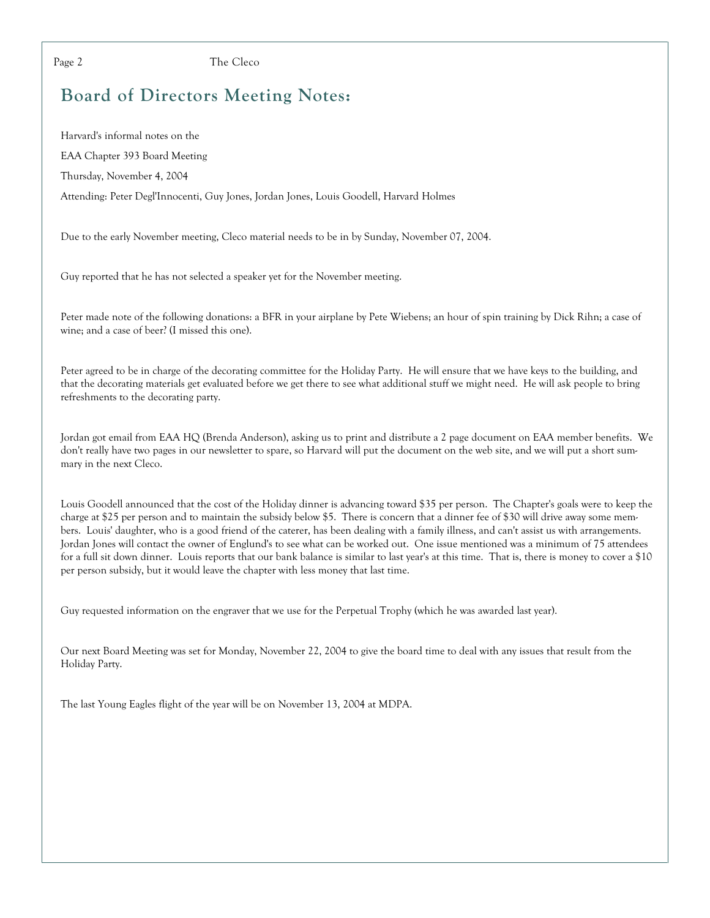# Board of Directors Meeting Notes:

Harvard's informal notes on the

EAA Chapter 393 Board Meeting

Thursday, November 4, 2004

Attending: Peter Degl'Innocenti, Guy Jones, Jordan Jones, Louis Goodell, Harvard Holmes

Due to the early November meeting, Cleco material needs to be in by Sunday, November 07, 2004.

Guy reported that he has not selected a speaker yet for the November meeting.

Peter made note of the following donations: a BFR in your airplane by Pete Wiebens; an hour of spin training by Dick Rihn; a case of wine; and a case of beer? (I missed this one).

Peter agreed to be in charge of the decorating committee for the Holiday Party. He will ensure that we have keys to the building, and that the decorating materials get evaluated before we get there to see what additional stuff we might need. He will ask people to bring refreshments to the decorating party.

Jordan got email from EAA HQ (Brenda Anderson), asking us to print and distribute a 2 page document on EAA member benefits. We don't really have two pages in our newsletter to spare, so Harvard will put the document on the web site, and we will put a short summary in the next Cleco.

Louis Goodell announced that the cost of the Holiday dinner is advancing toward $35 per person. The Chapter's goals were to keep the charge at $25 per person and to maintain the subsidy below $5. There is concern that a dinner fee of $30 will drive away some members. Louis' daughter, who is a good friend of the caterer, has been dealing with a family illness, and can't assist us with arrangements. Jordan Jones will contact the owner of Englund's to see what can be worked out. One issue mentioned was a minimum of 75 attendees for a full sit down dinner. Louis reports that our bank balance is similar to last year's at this time. That is, there is money to cover a $10 per person subsidy, but it would leave the chapter with less money that last time.

Guy requested information on the engraver that we use for the Perpetual Trophy (which he was awarded last year).

Our next Board Meeting was set for Monday, November 22, 2004 to give the board time to deal with any issues that result from the Holiday Party.

The last Young Eagles flight of the year will be on November 13, 2004 at MDPA.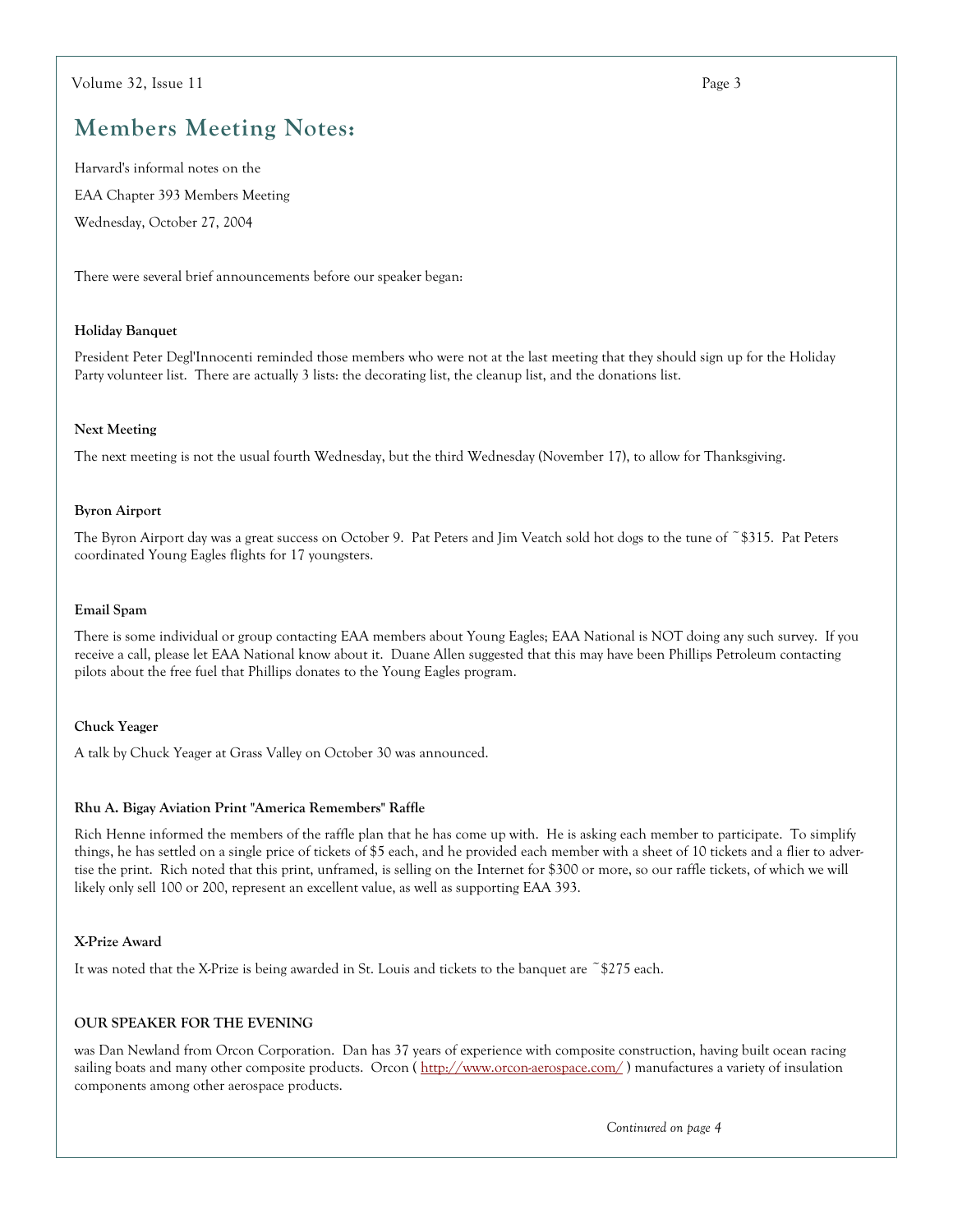## Members Meeting Notes:

Harvard's informal notes on the

EAA Chapter 393 Members Meeting

Wednesday, October 27, 2004

There were several brief announcements before our speaker began:

**Holiday Banquet**

President Peter Degl'Innocenti reminded those members who were not at the last meeting that they should sign up for the Holiday Party volunteer list. There are actually 3 lists: the decorating list, the cleanup list, and the donations list.

**Next Meeting**

The next meeting is not the usual fourth Wednesday, but the third Wednesday (November 17), to allow for Thanksgiving.

**Byron Airport**

The Byron Airport day was a great success on October 9. Pat Peters and Jim Veatch sold hot dogs to the tune of ~$315. Pat Peters coordinated Young Eagles flights for 17 youngsters.

**Email Spam**

There is some individual or group contacting EAA members about Young Eagles; EAA National is NOT doing any such survey. If you receive a call, please let EAA National know about it. Duane Allen suggested that this may have been Phillips Petroleum contacting pilots about the free fuel that Phillips donates to the Young Eagles program.

**Chuck Yeager**

A talk by Chuck Yeager at Grass Valley on October 30 was announced.

**Rhu A. Bigay Aviation Print "America Remembers" Raffle**

Rich Henne informed the members of the raffle plan that he has come up with. He is asking each member to participate. To simplify things, he has settled on a single price of tickets of $5 each, and he provided each member with a sheet of 10 tickets and a flier to advertise the print. Rich noted that this print, unframed, is selling on the Internet for $300 or more, so our raffle tickets, of which we will likely only sell 100 or 200, represent an excellent value, as well as supporting EAA 393.

**X-Prize Award**

It was noted that the X-Prize is being awarded in St. Louis and tickets to the banquet are ~$275 each.

**OUR SPEAKER FOR THE EVENING**

was Dan Newland from Orcon Corporation. Dan has 37 years of experience with composite construction, having built ocean racing sailing boats and many other composite products. Orcon ( http://www.orcon-aerospace.com/ ) manufactures a variety of insulation components among other aerospace products.

*Continured on page 4*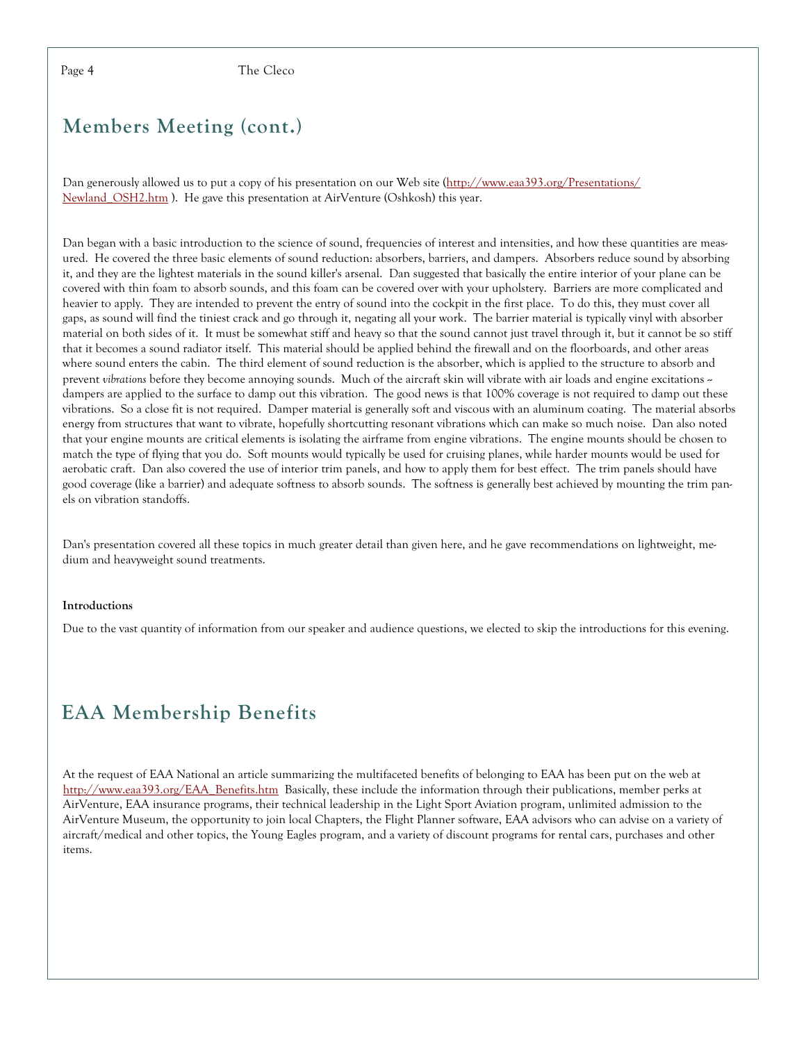## Members Meeting (cont.)

Dan generously allowed us to put a copy of his presentation on our Web site (http://www.eaa393.org/Presentations/Newland_OSH2.htm ). He gave this presentation at AirVenture (Oshkosh) this year.

Dan began with a basic introduction to the science of sound, frequencies of interest and intensities, and how these quantities are measured. He covered the three basic elements of sound reduction: absorbers, barriers, and dampers. Absorbers reduce sound by absorbing it, and they are the lightest materials in the sound killer's arsenal. Dan suggested that basically the entire interior of your plane can be covered with thin foam to absorb sounds, and this foam can be covered over with your upholstery. Barriers are more complicated and heavier to apply. They are intended to prevent the entry of sound into the cockpit in the first place. To do this, they must cover all gaps, as sound will find the tiniest crack and go through it, negating all your work. The barrier material is typically vinyl with absorber material on both sides of it. It must be somewhat stiff and heavy so that the sound cannot just travel through it, but it cannot be so stiff that it becomes a sound radiator itself. This material should be applied behind the firewall and on the floorboards, and other areas where sound enters the cabin. The third element of sound reduction is the absorber, which is applied to the structure to absorb and prevent *vibrations* before they become annoying sounds. Much of the aircraft skin will vibrate with air loads and engine excitations -- dampers are applied to the surface to damp out this vibration. The good news is that 100% coverage is not required to damp out these vibrations. So a close fit is not required. Damper material is generally soft and viscous with an aluminum coating. The material absorbs energy from structures that want to vibrate, hopefully shortcutting resonant vibrations which can make so much noise. Dan also noted that your engine mounts are critical elements is isolating the airframe from engine vibrations. The engine mounts should be chosen to match the type of flying that you do. Soft mounts would typically be used for cruising planes, while harder mounts would be used for aerobatic craft. Dan also covered the use of interior trim panels, and how to apply them for best effect. The trim panels should have good coverage (like a barrier) and adequate softness to absorb sounds. The softness is generally best achieved by mounting the trim panels on vibration standoffs.

Dan's presentation covered all these topics in much greater detail than given here, and he gave recommendations on lightweight, medium and heavyweight sound treatments.

**Introductions**

Due to the vast quantity of information from our speaker and audience questions, we elected to skip the introductions for this evening.

## EAA Membership Benefits

At the request of EAA National an article summarizing the multifaceted benefits of belonging to EAA has been put on the web at http://www.eaa393.org/EAA_Benefits.htm Basically, these include the information through their publications, member perks at AirVenture, EAA insurance programs, their technical leadership in the Light Sport Aviation program, unlimited admission to the AirVenture Museum, the opportunity to join local Chapters, the Flight Planner software, EAA advisors who can advise on a variety of aircraft/medical and other topics, the Young Eagles program, and a variety of discount programs for rental cars, purchases and other items.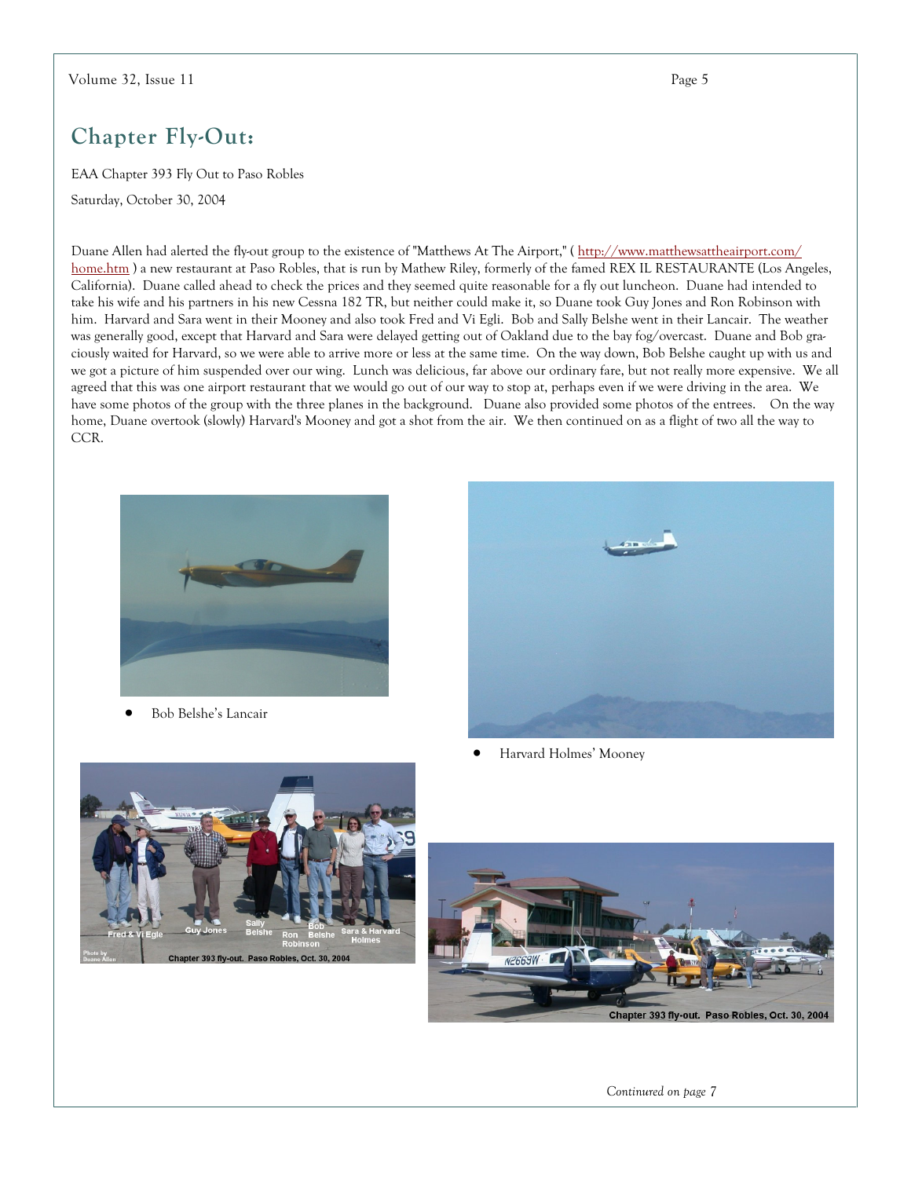## Chapter Fly-Out:

EAA Chapter 393 Fly Out to Paso Robles

Saturday, October 30, 2004

Duane Allen had alerted the fly-out group to the existence of "Matthews At The Airport," ( http://www.matthewsattheairport.com/home.htm ) a new restaurant at Paso Robles, that is run by Mathew Riley, formerly of the famed REX IL RESTAURANTE (Los Angeles, California). Duane called ahead to check the prices and they seemed quite reasonable for a fly out luncheon. Duane had intended to take his wife and his partners in his new Cessna 182 TR, but neither could make it, so Duane took Guy Jones and Ron Robinson with him. Harvard and Sara went in their Mooney and also took Fred and Vi Egli. Bob and Sally Belshe went in their Lancair. The weather was generally good, except that Harvard and Sara were delayed getting out of Oakland due to the bay fog/overcast. Duane and Bob graciously waited for Harvard, so we were able to arrive more or less at the same time. On the way down, Bob Belshe caught up with us and we got a picture of him suspended over our wing. Lunch was delicious, far above our ordinary fare, but not really more expensive. We all agreed that this was one airport restaurant that we would go out of our way to stop at, perhaps even if we were driving in the area. We have some photos of the group with the three planes in the background. Duane also provided some photos of the entrees. On the way home, Duane overtook (slowly) Harvard's Mooney and got a shot from the air. We then continued on as a flight of two all the way to CCR.

- Bob Belshe's Lancair

- Harvard Holmes' Mooney

Fred & Vi Egle — Guy Jones — Sally Belshe — Ron Robinson — Bob Belshe — Sara & Harvard Holmes

Photo by Duane Allen

Chapter 393 fly-out. Paso Robles, Oct. 30, 2004

Chapter 393 fly-out. Paso Robles, Oct. 30, 2004

*Continured on page 7*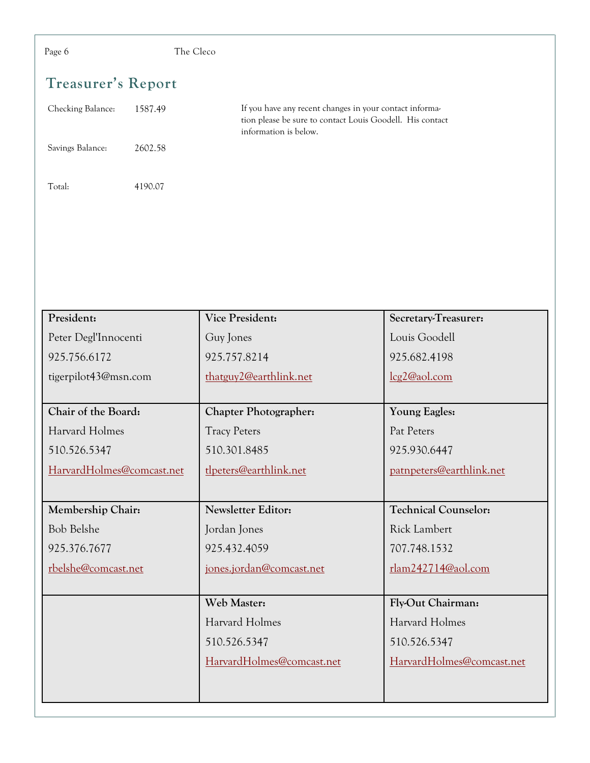## Treasurer's Report

| | |
|---|---|
| Checking Balance: | 1587.49 |
| Savings Balance: | 2602.58 |
| Total: | 4190.07 |

If you have any recent changes in your contact information please be sure to contact Louis Goodell. His contact information is below.

| | | |
|---|---|---|
| **President:**<br>Peter Degl'Innocenti<br>925.756.6172<br>tigerpilot43@msn.com | **Vice President:**<br>Guy Jones<br>925.757.8214<br>thatguy2@earthlink.net | **Secretary-Treasurer:**<br>Louis Goodell<br>925.682.4198<br>lcg2@aol.com |
| **Chair of the Board:**<br>Harvard Holmes<br>510.526.5347<br>HarvardHolmes@comcast.net | **Chapter Photographer:**<br>Tracy Peters<br>510.301.8485<br>tlpeters@earthlink.net | **Young Eagles:**<br>Pat Peters<br>925.930.6447<br>patnpeters@earthlink.net |
| **Membership Chair:**<br>Bob Belshe<br>925.376.7677<br>rbelshe@comcast.net | **Newsletter Editor:**<br>Jordan Jones<br>925.432.4059<br>jones.jordan@comcast.net | **Technical Counselor:**<br>Rick Lambert<br>707.748.1532<br>rlam242714@aol.com |
| | **Web Master:**<br>Harvard Holmes<br>510.526.5347<br>HarvardHolmes@comcast.net | **Fly-Out Chairman:**<br>Harvard Holmes<br>510.526.5347<br>HarvardHolmes@comcast.net |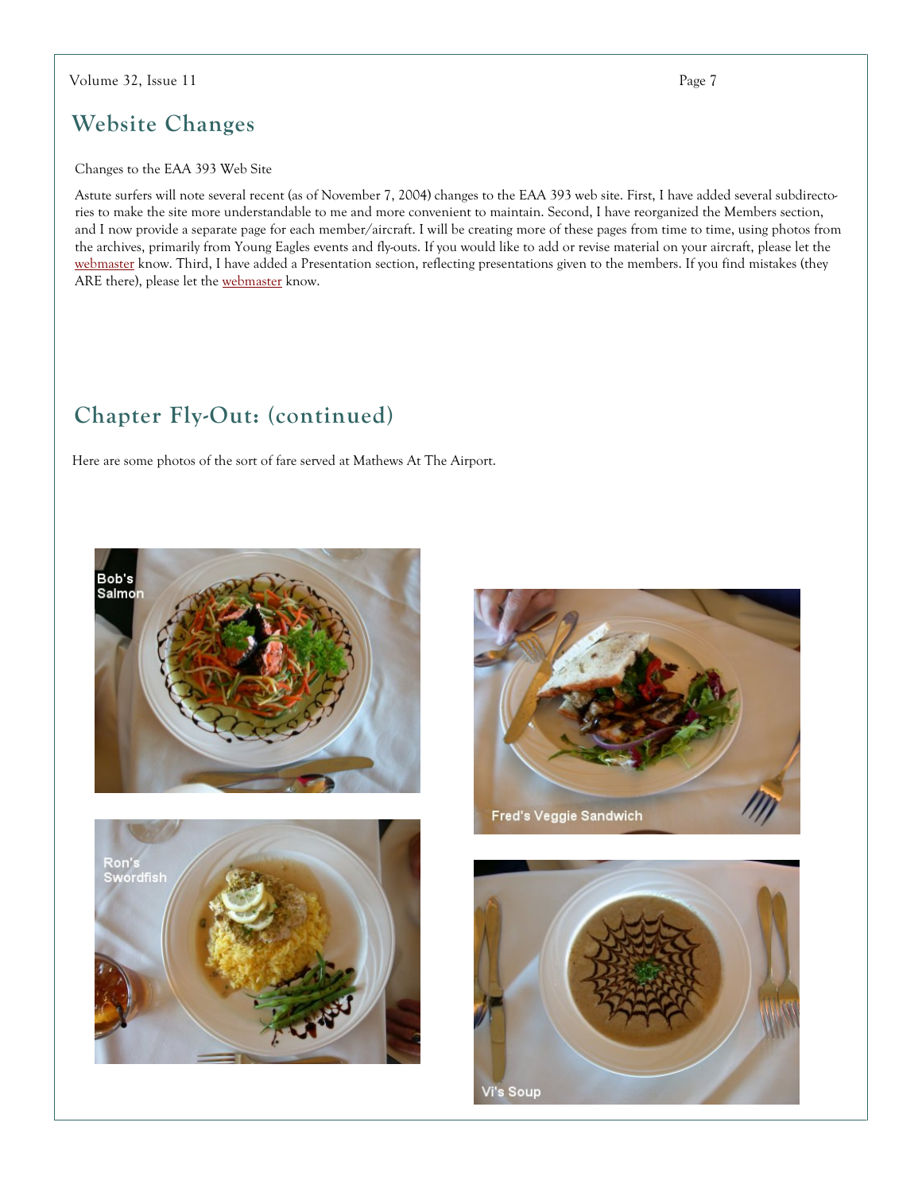## Website Changes

Changes to the EAA 393 Web Site

Astute surfers will note several recent (as of November 7, 2004) changes to the EAA 393 web site. First, I have added several subdirectories to make the site more understandable to me and more convenient to maintain. Second, I have reorganized the Members section, and I now provide a separate page for each member/aircraft. I will be creating more of these pages from time to time, using photos from the archives, primarily from Young Eagles events and fly-outs. If you would like to add or revise material on your aircraft, please let the webmaster know. Third, I have added a Presentation section, reflecting presentations given to the members. If you find mistakes (they ARE there), please let the webmaster know.

## Chapter Fly-Out: (continued)

Here are some photos of the sort of fare served at Mathews At The Airport.

Bob's Salmon

Fred's Veggie Sandwich

Ron's Swordfish

Vi's Soup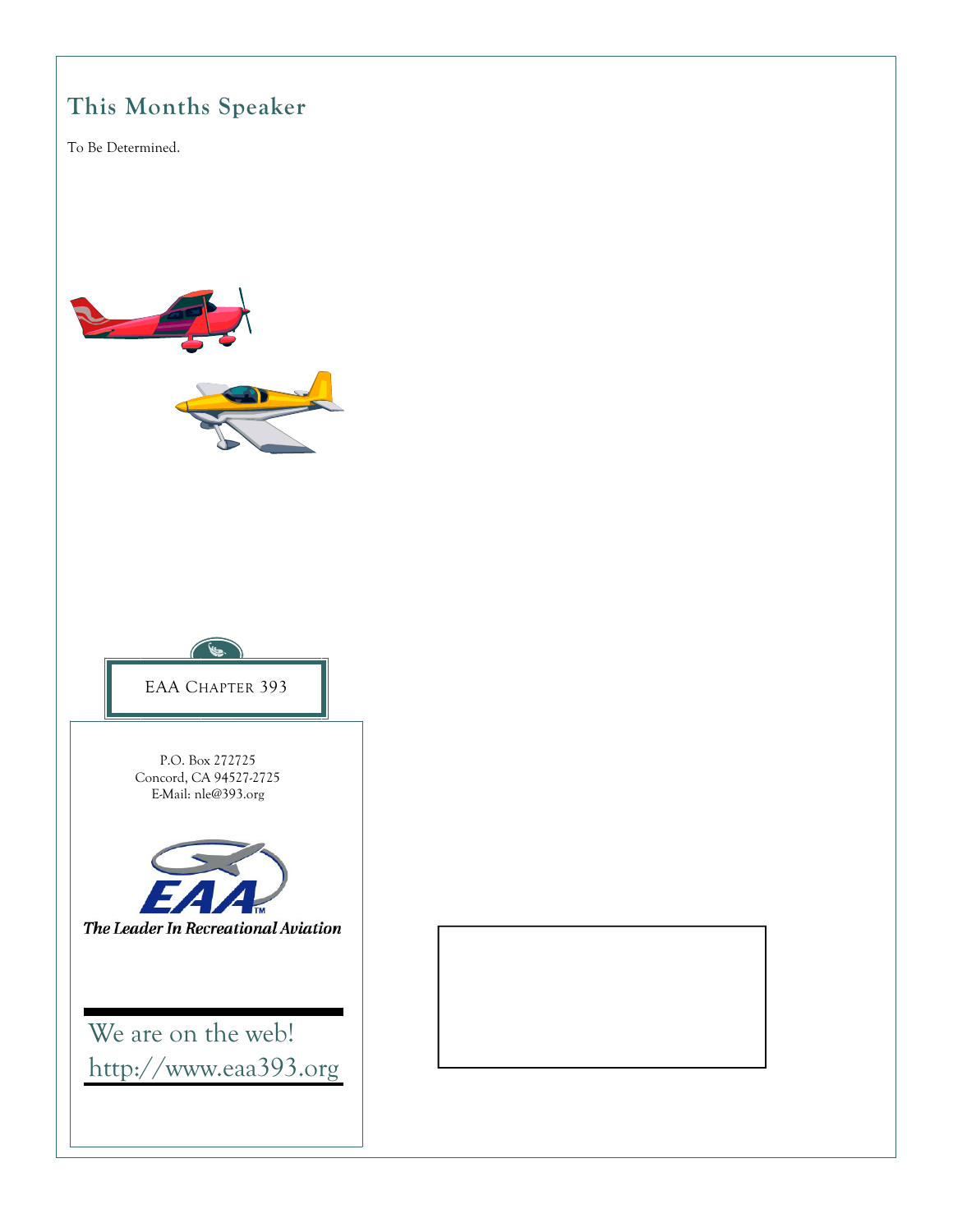## This Months Speaker

To Be Determined.

EAA CHAPTER 393

P.O. Box 272725
Concord, CA 94527-2725
E-Mail: nle@393.org

*The Leader In Recreational Aviation*

We are on the web!
http://www.eaa393.org